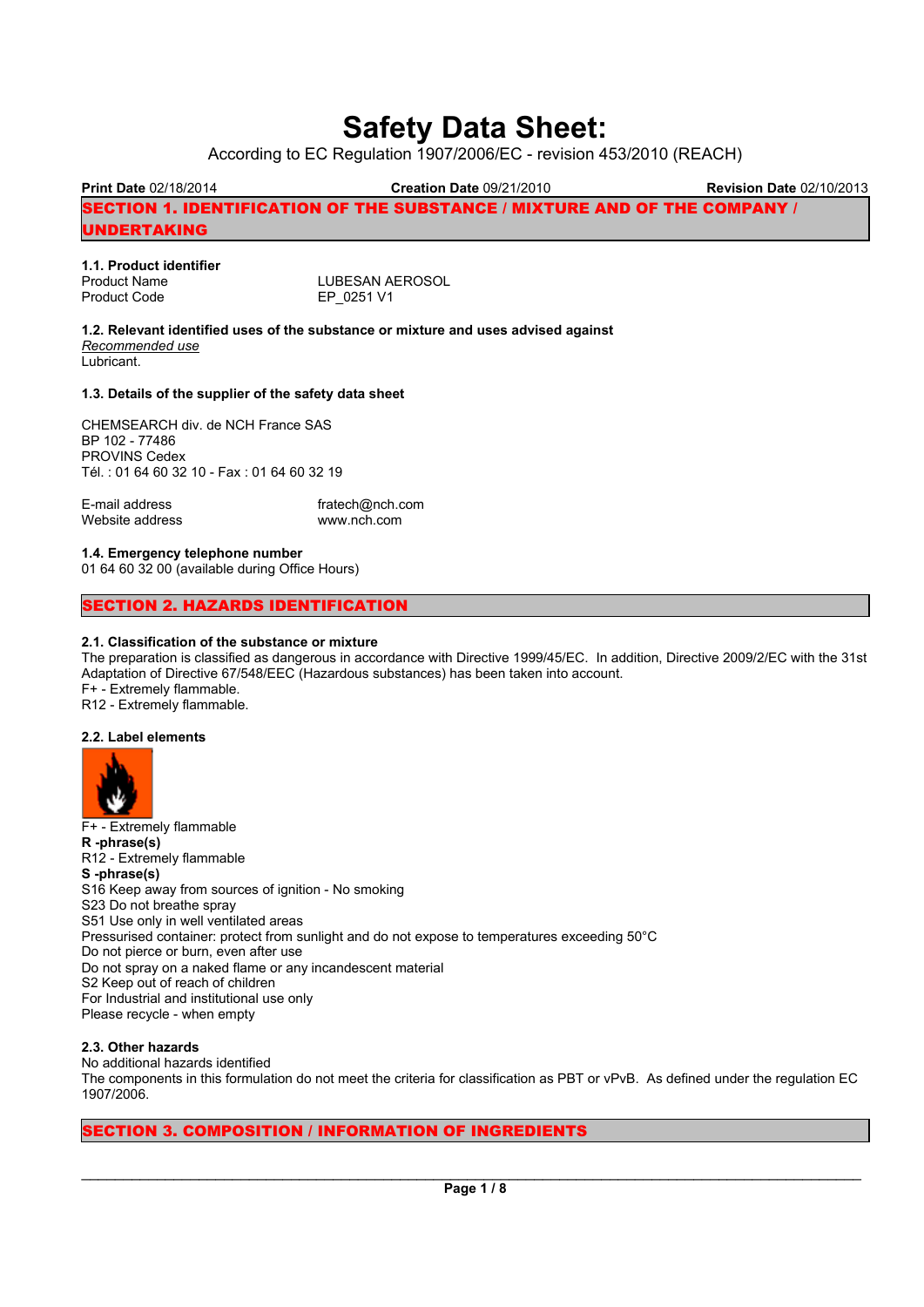# Safety Data Sheet:

According to EC Regulation 1907/2006/EC - revision 453/2010 (REACH)

**Print Date** 02/18/2014 **Creation Date** 09/21/2010 **Revision Date** 02/10/2013

## SECTION 1. IDENTIFICATION OF THE SUBSTANCE / MIXTURE AND OF THE COMPANY / UNDERTAKING

### 1.1. Product identifier

| | |
|---|---|
| Product Name | LUBESAN AEROSOL |
| Product Code | EP_0251 V1 |

### 1.2. Relevant identified uses of the substance or mixture and uses advised against

*Recommended use*
Lubricant.

### 1.3. Details of the supplier of the safety data sheet

CHEMSEARCH div. de NCH France SAS
BP 102 - 77486
PROVINS Cedex
Tél. : 01 64 60 32 10 - Fax : 01 64 60 32 19

| | |
|---|---|
| E-mail address | fratech@nch.com |
| Website address | www.nch.com |

### 1.4. Emergency telephone number

01 64 60 32 00 (available during Office Hours)

## SECTION 2. HAZARDS IDENTIFICATION

### 2.1. Classification of the substance or mixture

The preparation is classified as dangerous in accordance with Directive 1999/45/EC. In addition, Directive 2009/2/EC with the 31st Adaptation of Directive 67/548/EEC (Hazardous substances) has been taken into account.
F+ - Extremely flammable.
R12 - Extremely flammable.

### 2.2. Label elements

F+ - Extremely flammable
**R -phrase(s)**
R12 - Extremely flammable
**S -phrase(s)**
S16 Keep away from sources of ignition - No smoking
S23 Do not breathe spray
S51 Use only in well ventilated areas
Pressurised container: protect from sunlight and do not expose to temperatures exceeding 50°C
Do not pierce or burn, even after use
Do not spray on a naked flame or any incandescent material
S2 Keep out of reach of children
For Industrial and institutional use only
Please recycle - when empty

### 2.3. Other hazards

No additional hazards identified
The components in this formulation do not meet the criteria for classification as PBT or vPvB. As defined under the regulation EC 1907/2006.

## SECTION 3. COMPOSITION / INFORMATION OF INGREDIENTS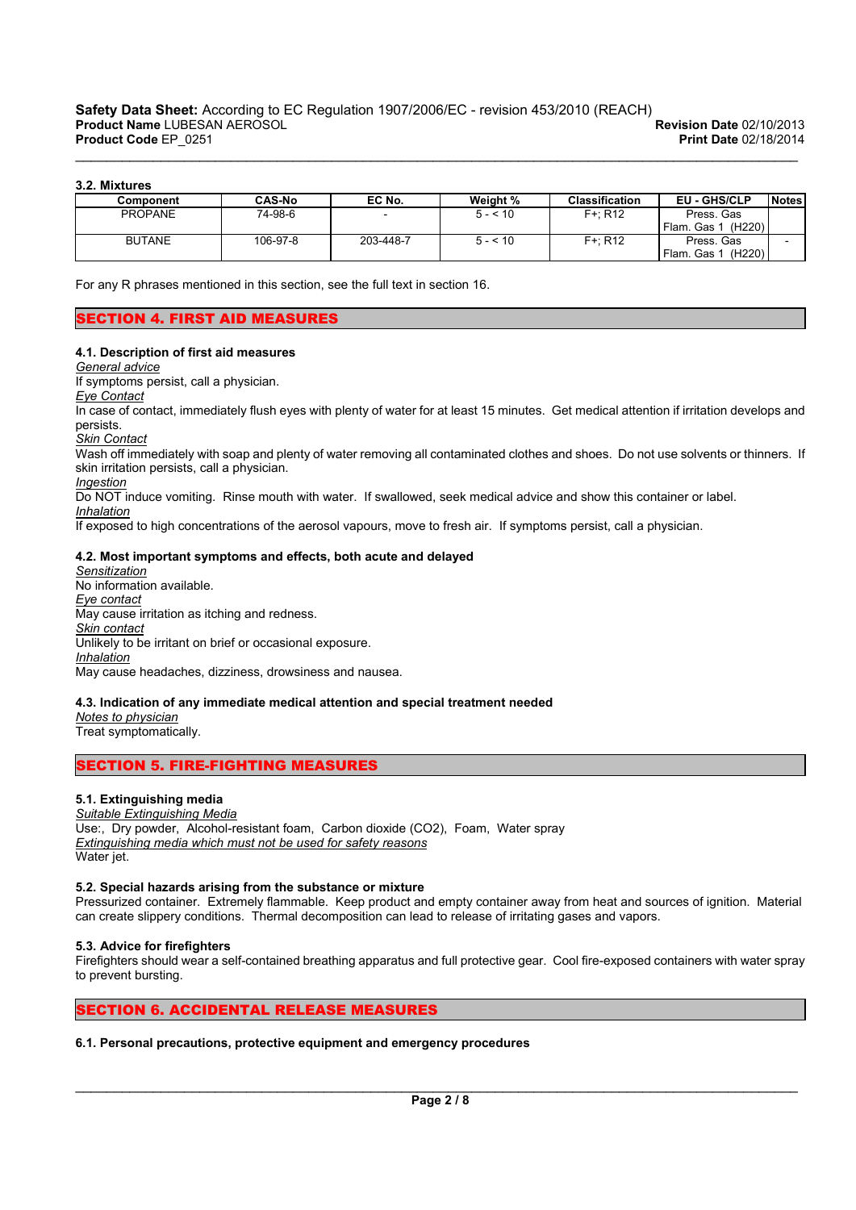### 3.2. Mixtures

| Component | CAS-No | EC No. | Weight % | Classification | EU - GHS/CLP | Notes |
|---|---|---|---|---|---|---|
| PROPANE | 74-98-6 | - | 5 - < 10 | F+; R12 | Press. Gas Flam. Gas 1 (H220) | |
| BUTANE | 106-97-8 | 203-448-7 | 5 - < 10 | F+; R12 | Press. Gas Flam. Gas 1 (H220) | - |

For any R phrases mentioned in this section, see the full text in section 16.

## SECTION 4. FIRST AID MEASURES

### 4.1. Description of first aid measures

*General advice*
If symptoms persist, call a physician.

*Eye Contact*
In case of contact, immediately flush eyes with plenty of water for at least 15 minutes. Get medical attention if irritation develops and persists.

*Skin Contact*
Wash off immediately with soap and plenty of water removing all contaminated clothes and shoes. Do not use solvents or thinners. If skin irritation persists, call a physician.

*Ingestion*
Do NOT induce vomiting. Rinse mouth with water. If swallowed, seek medical advice and show this container or label.

*Inhalation*
If exposed to high concentrations of the aerosol vapours, move to fresh air. If symptoms persist, call a physician.

### 4.2. Most important symptoms and effects, both acute and delayed

*Sensitization*
No information available.

*Eye contact*
May cause irritation as itching and redness.

*Skin contact*
Unlikely to be irritant on brief or occasional exposure.

*Inhalation*
May cause headaches, dizziness, drowsiness and nausea.

### 4.3. Indication of any immediate medical attention and special treatment needed

*Notes to physician*
Treat symptomatically.

## SECTION 5. FIRE-FIGHTING MEASURES

### 5.1. Extinguishing media

*Suitable Extinguishing Media*
Use:, Dry powder, Alcohol-resistant foam, Carbon dioxide ($CO_2$), Foam, Water spray

*Extinguishing media which must not be used for safety reasons*
Water jet.

### 5.2. Special hazards arising from the substance or mixture

Pressurized container. Extremely flammable. Keep product and empty container away from heat and sources of ignition. Material can create slippery conditions. Thermal decomposition can lead to release of irritating gases and vapors.

### 5.3. Advice for firefighters

Firefighters should wear a self-contained breathing apparatus and full protective gear. Cool fire-exposed containers with water spray to prevent bursting.

## SECTION 6. ACCIDENTAL RELEASE MEASURES

### 6.1. Personal precautions, protective equipment and emergency procedures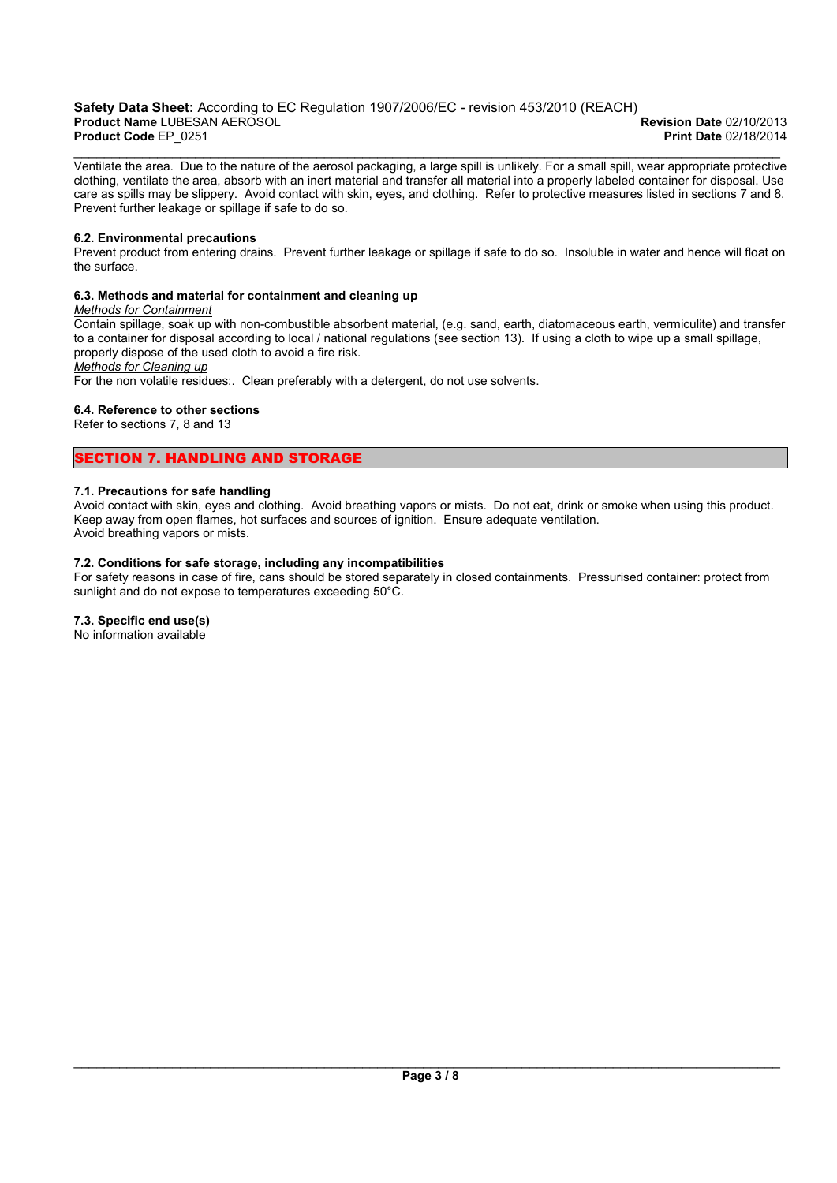Ventilate the area. Due to the nature of the aerosol packaging, a large spill is unlikely. For a small spill, wear appropriate protective clothing, ventilate the area, absorb with an inert material and transfer all material into a properly labeled container for disposal. Use care as spills may be slippery. Avoid contact with skin, eyes, and clothing. Refer to protective measures listed in sections 7 and 8. Prevent further leakage or spillage if safe to do so.

### 6.2. Environmental precautions

Prevent product from entering drains. Prevent further leakage or spillage if safe to do so. Insoluble in water and hence will float on the surface.

### 6.3. Methods and material for containment and cleaning up

*Methods for Containment*

Contain spillage, soak up with non-combustible absorbent material, (e.g. sand, earth, diatomaceous earth, vermiculite) and transfer to a container for disposal according to local / national regulations (see section 13). If using a cloth to wipe up a small spillage, properly dispose of the used cloth to avoid a fire risk.

*Methods for Cleaning up*

For the non volatile residues:. Clean preferably with a detergent, do not use solvents.

### 6.4. Reference to other sections

Refer to sections 7, 8 and 13

## SECTION 7. HANDLING AND STORAGE

### 7.1. Precautions for safe handling

Avoid contact with skin, eyes and clothing. Avoid breathing vapors or mists. Do not eat, drink or smoke when using this product. Keep away from open flames, hot surfaces and sources of ignition. Ensure adequate ventilation.
Avoid breathing vapors or mists.

### 7.2. Conditions for safe storage, including any incompatibilities

For safety reasons in case of fire, cans should be stored separately in closed containments. Pressurised container: protect from sunlight and do not expose to temperatures exceeding 50°C.

### 7.3. Specific end use(s)

No information available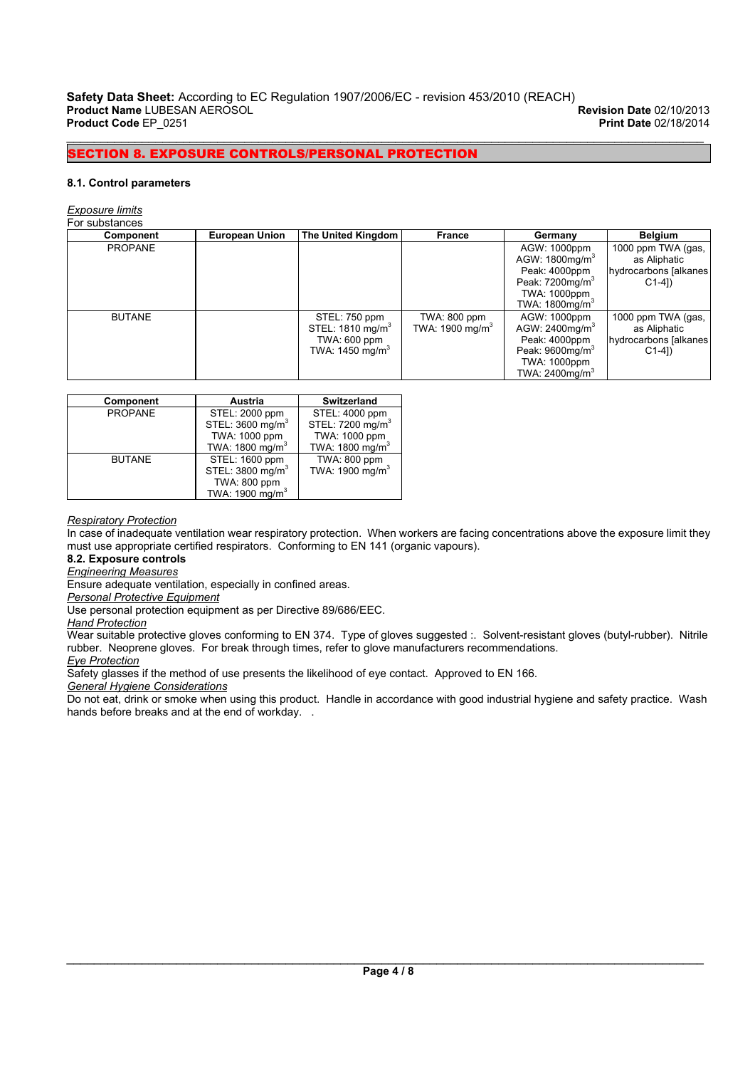Safety Data Sheet: According to EC Regulation 1907/2006/EC - revision 453/2010 (REACH)
**Product Name** LUBESAN AEROSOL **Revision Date** 02/10/2013
**Product Code** EP_0251 **Print Date** 02/18/2014

## SECTION 8. EXPOSURE CONTROLS/PERSONAL PROTECTION

### 8.1. Control parameters

*Exposure limits*
For substances

| Component | European Union | The United Kingdom | France | Germany | Belgium |
|---|---|---|---|---|---|
| PROPANE | | | | AGW: 1000ppm<br>AGW: 1800mg/m$^3$<br>Peak: 4000ppm<br>Peak: 7200mg/m$^3$<br>TWA: 1000ppm<br>TWA: 1800mg/m$^3$ | 1000 ppm TWA (gas, as Aliphatic hydrocarbons [alkanes C1-4]) |
| BUTANE | | STEL: 750 ppm<br>STEL: 1810 mg/m$^3$<br>TWA: 600 ppm<br>TWA: 1450 mg/m$^3$ | TWA: 800 ppm<br>TWA: 1900 mg/m$^3$ | AGW: 1000ppm<br>AGW: 2400mg/m$^3$<br>Peak: 4000ppm<br>Peak: 9600mg/m$^3$<br>TWA: 1000ppm<br>TWA: 2400mg/m$^3$ | 1000 ppm TWA (gas, as Aliphatic hydrocarbons [alkanes C1-4]) |

| Component | Austria | Switzerland |
|---|---|---|
| PROPANE | STEL: 2000 ppm<br>STEL: 3600 mg/m$^3$<br>TWA: 1000 ppm<br>TWA: 1800 mg/m$^3$ | STEL: 4000 ppm<br>STEL: 7200 mg/m$^3$<br>TWA: 1000 ppm<br>TWA: 1800 mg/m$^3$ |
| BUTANE | STEL: 1600 ppm<br>STEL: 3800 mg/m$^3$<br>TWA: 800 ppm<br>TWA: 1900 mg/m$^3$ | TWA: 800 ppm<br>TWA: 1900 mg/m$^3$ |

*Respiratory Protection*
In case of inadequate ventilation wear respiratory protection. When workers are facing concentrations above the exposure limit they must use appropriate certified respirators. Conforming to EN 141 (organic vapours).

### 8.2. Exposure controls

*Engineering Measures*
Ensure adequate ventilation, especially in confined areas.

*Personal Protective Equipment*
Use personal protection equipment as per Directive 89/686/EEC.

*Hand Protection*
Wear suitable protective gloves conforming to EN 374. Type of gloves suggested :. Solvent-resistant gloves (butyl-rubber). Nitrile rubber. Neoprene gloves. For break through times, refer to glove manufacturers recommendations.

*Eye Protection*
Safety glasses if the method of use presents the likelihood of eye contact. Approved to EN 166.

*General Hygiene Considerations*
Do not eat, drink or smoke when using this product. Handle in accordance with good industrial hygiene and safety practice. Wash hands before breaks and at the end of workday. .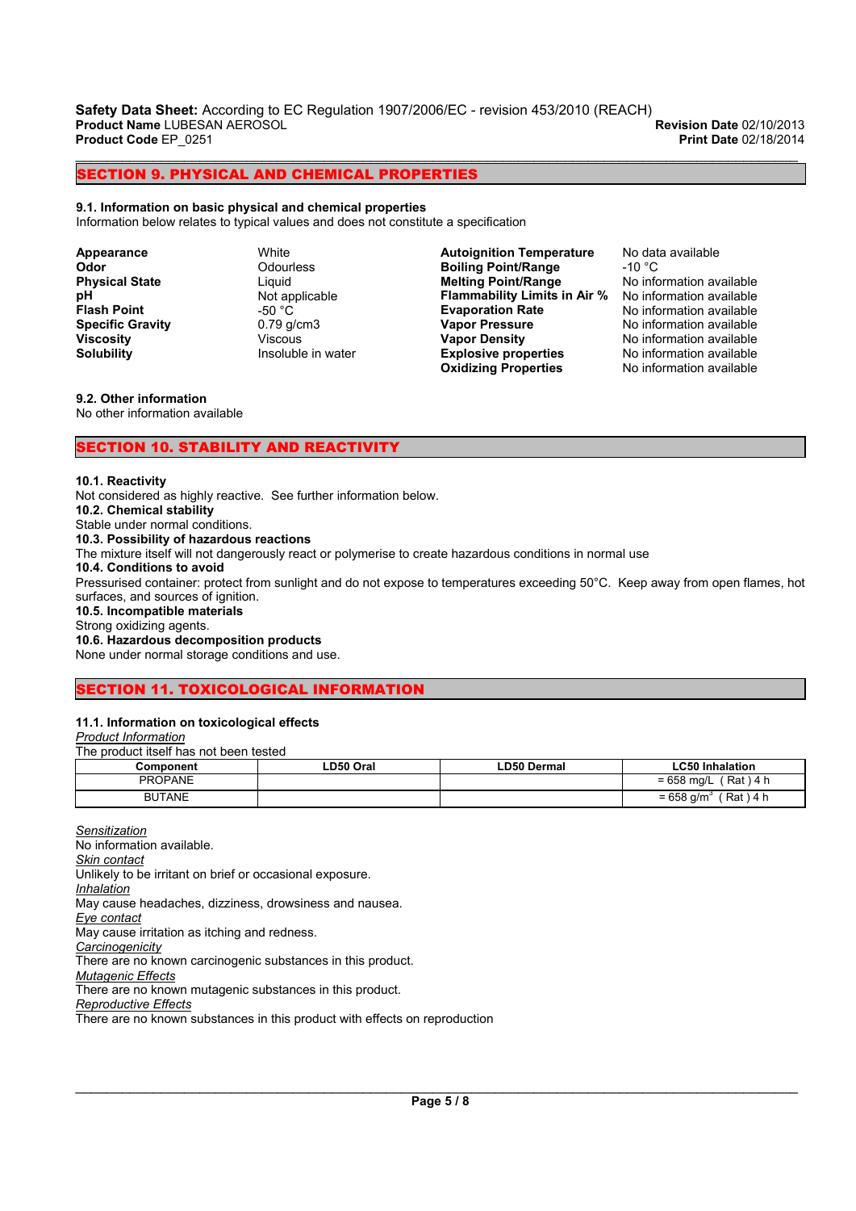## SECTION 9. PHYSICAL AND CHEMICAL PROPERTIES

### 9.1. Information on basic physical and chemical properties

Information below relates to typical values and does not constitute a specification

| | |
|---|---|
| **Appearance** | White |
| **Odor** | Odourless |
| **Physical State** | Liquid |
| **pH** | Not applicable |
| **Flash Point** | -50 °C |
| **Specific Gravity** | 0.79 g/cm3 |
| **Viscosity** | Viscous |
| **Solubility** | Insoluble in water |
| **Autoignition Temperature** | No data available |
| **Boiling Point/Range** | -10 °C |
| **Melting Point/Range** | No information available |
| **Flammability Limits in Air %** | No information available |
| **Evaporation Rate** | No information available |
| **Vapor Pressure** | No information available |
| **Vapor Density** | No information available |
| **Explosive properties** | No information available |
| **Oxidizing Properties** | No information available |

### 9.2. Other information

No other information available

## SECTION 10. STABILITY AND REACTIVITY

**10.1. Reactivity**

Not considered as highly reactive. See further information below.

**10.2. Chemical stability**

Stable under normal conditions.

**10.3. Possibility of hazardous reactions**

The mixture itself will not dangerously react or polymerise to create hazardous conditions in normal use

**10.4. Conditions to avoid**

Pressurised container: protect from sunlight and do not expose to temperatures exceeding 50°C. Keep away from open flames, hot surfaces, and sources of ignition.

**10.5. Incompatible materials**

Strong oxidizing agents.

**10.6. Hazardous decomposition products**

None under normal storage conditions and use.

## SECTION 11. TOXICOLOGICAL INFORMATION

### 11.1. Information on toxicological effects

*Product Information*

The product itself has not been tested

| Component | LD50 Oral | LD50 Dermal | LC50 Inhalation |
|---|---|---|---|
| PROPANE | | | = 658 mg/L ( Rat ) 4 h |
| BUTANE | | | = 658 g/m$^3$ ( Rat ) 4 h |

*Sensitization*

No information available.

*Skin contact*

Unlikely to be irritant on brief or occasional exposure.

*Inhalation*

May cause headaches, dizziness, drowsiness and nausea.

*Eye contact*

May cause irritation as itching and redness.

*Carcinogenicity*

There are no known carcinogenic substances in this product.

*Mutagenic Effects*

There are no known mutagenic substances in this product.

*Reproductive Effects*

There are no known substances in this product with effects on reproduction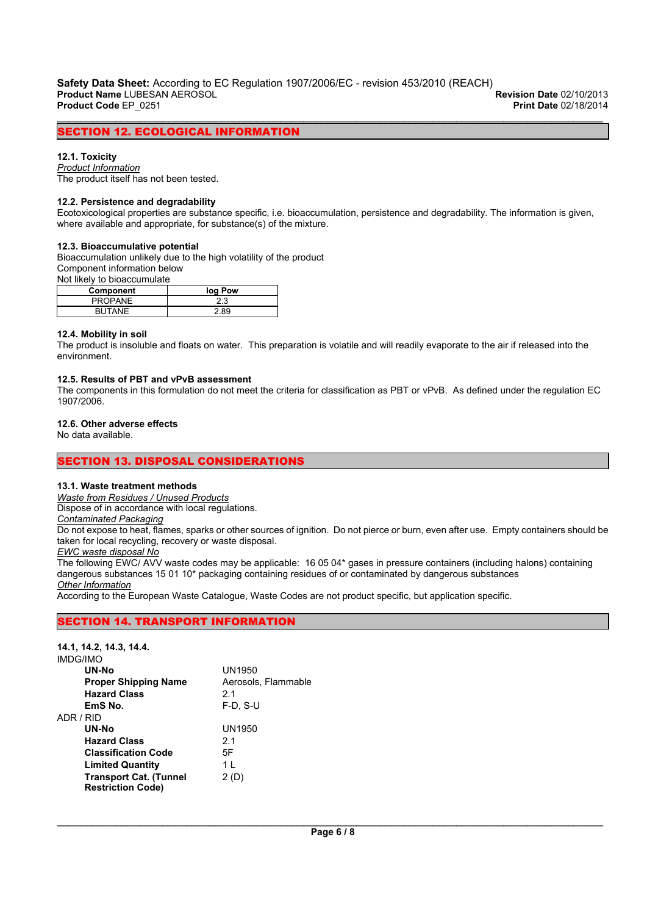## SECTION 12. ECOLOGICAL INFORMATION

### 12.1. Toxicity

*Product Information*

The product itself has not been tested.

### 12.2. Persistence and degradability

Ecotoxicological properties are substance specific, i.e. bioaccumulation, persistence and degradability. The information is given, where available and appropriate, for substance(s) of the mixture.

### 12.3. Bioaccumulative potential

Bioaccumulation unlikely due to the high volatility of the product

Component information below

Not likely to bioaccumulate

| Component | log Pow |
|---|---|
| PROPANE | 2.3 |
| BUTANE | 2.89 |

### 12.4. Mobility in soil

The product is insoluble and floats on water. This preparation is volatile and will readily evaporate to the air if released into the environment.

### 12.5. Results of PBT and vPvB assessment

The components in this formulation do not meet the criteria for classification as PBT or vPvB. As defined under the regulation EC 1907/2006.

### 12.6. Other adverse effects

No data available.

## SECTION 13. DISPOSAL CONSIDERATIONS

### 13.1. Waste treatment methods

*Waste from Residues / Unused Products*

Dispose of in accordance with local regulations.

*Contaminated Packaging*

Do not expose to heat, flames, sparks or other sources of ignition. Do not pierce or burn, even after use. Empty containers should be taken for local recycling, recovery or waste disposal.

*EWC waste disposal No*

The following EWC/ AVV waste codes may be applicable: 16 05 04* gases in pressure containers (including halons) containing dangerous substances 15 01 10* packaging containing residues of or contaminated by dangerous substances

*Other Information*

According to the European Waste Catalogue, Waste Codes are not product specific, but application specific.

## SECTION 14. TRANSPORT INFORMATION

### 14.1, 14.2, 14.3, 14.4.

IMDG/IMO

| | |
|---|---|
| **UN-No** | UN1950 |
| **Proper Shipping Name** | Aerosols, Flammable |
| **Hazard Class** | 2.1 |
| **EmS No.** | F-D, S-U |

ADR / RID

| | |
|---|---|
| **UN-No** | UN1950 |
| **Hazard Class** | 2.1 |
| **Classification Code** | 5F |
| **Limited Quantity** | 1 L |
| **Transport Cat. (Tunnel Restriction Code)** | 2 (D) |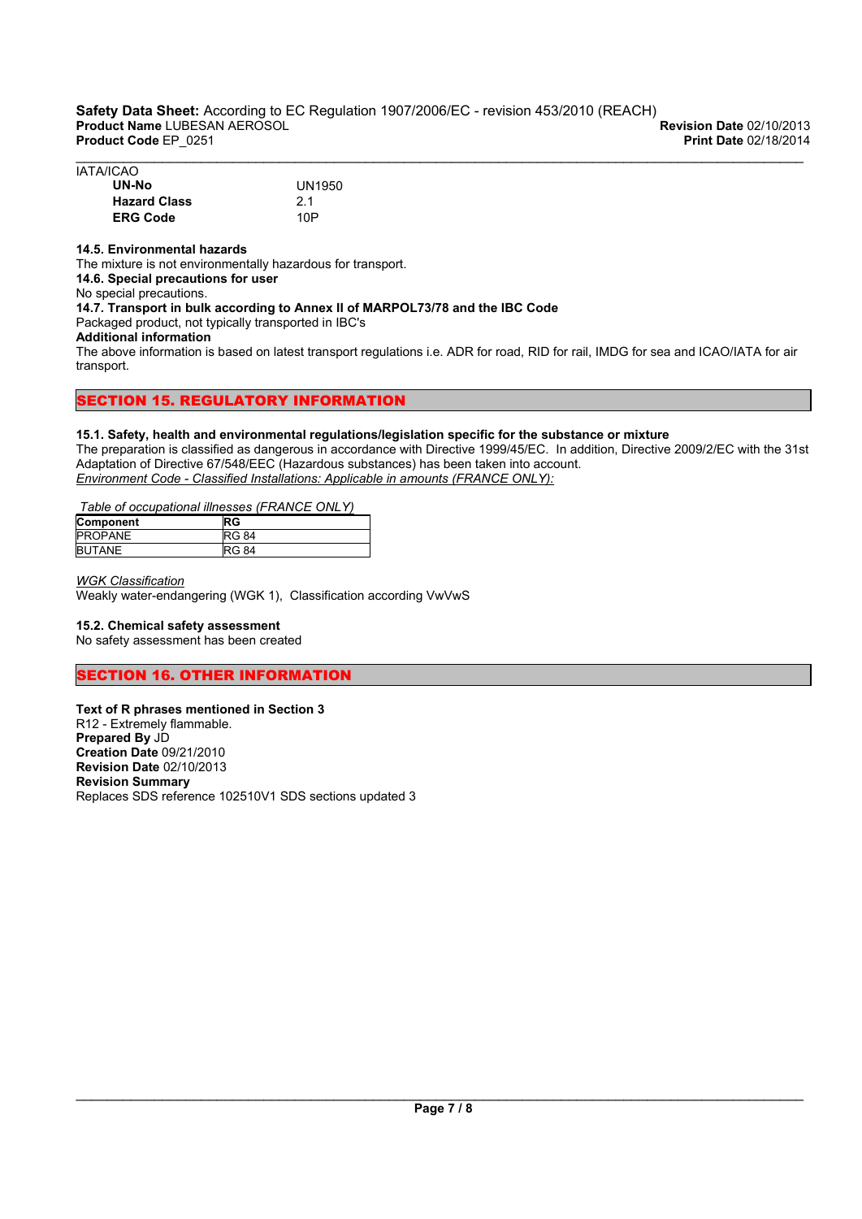IATA/ICAO

| | |
|---|---|
| **UN-No** | UN1950 |
| **Hazard Class** | 2.1 |
| **ERG Code** | 10P |

**14.5. Environmental hazards**
The mixture is not environmentally hazardous for transport.
**14.6. Special precautions for user**
No special precautions.
**14.7. Transport in bulk according to Annex II of MARPOL73/78 and the IBC Code**
Packaged product, not typically transported in IBC's
**Additional information**
The above information is based on latest transport regulations i.e. ADR for road, RID for rail, IMDG for sea and ICAO/IATA for air transport.

## SECTION 15. REGULATORY INFORMATION

**15.1. Safety, health and environmental regulations/legislation specific for the substance or mixture**
The preparation is classified as dangerous in accordance with Directive 1999/45/EC. In addition, Directive 2009/2/EC with the 31st Adaptation of Directive 67/548/EEC (Hazardous substances) has been taken into account.
*Environment Code - Classified Installations: Applicable in amounts (FRANCE ONLY):*

*Table of occupational illnesses (FRANCE ONLY)*

| Component | RG |
|---|---|
| PROPANE | RG 84 |
| BUTANE | RG 84 |

*WGK Classification*
Weakly water-endangering (WGK 1), Classification according VwVwS

**15.2. Chemical safety assessment**
No safety assessment has been created

## SECTION 16. OTHER INFORMATION

**Text of R phrases mentioned in Section 3**
R12 - Extremely flammable.
**Prepared By** JD
**Creation Date** 09/21/2010
**Revision Date** 02/10/2013
**Revision Summary**
Replaces SDS reference 102510V1 SDS sections updated 3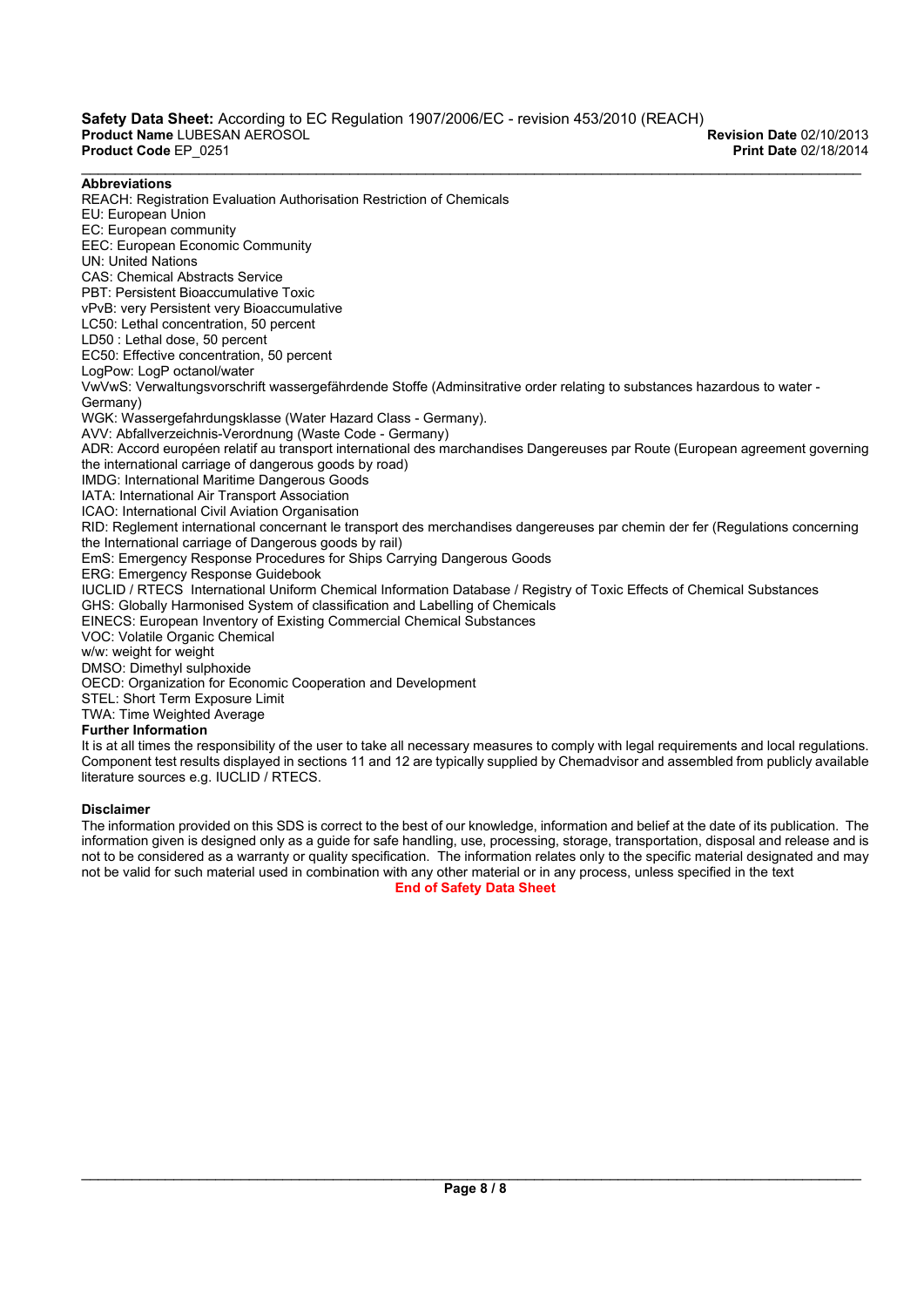**Abbreviations**

REACH: Registration Evaluation Authorisation Restriction of Chemicals
EU: European Union
EC: European community
EEC: European Economic Community
UN: United Nations
CAS: Chemical Abstracts Service
PBT: Persistent Bioaccumulative Toxic
vPvB: very Persistent very Bioaccumulative
LC50: Lethal concentration, 50 percent
LD50 : Lethal dose, 50 percent
EC50: Effective concentration, 50 percent
LogPow: LogP octanol/water
VwVwS: Verwaltungsvorschrift wassergefährdende Stoffe (Adminsitrative order relating to substances hazardous to water - Germany)
WGK: Wassergefahrdungsklasse (Water Hazard Class - Germany).
AVV: Abfallverzeichnis-Verordnung (Waste Code - Germany)
ADR: Accord européen relatif au transport international des marchandises Dangereuses par Route (European agreement governing the international carriage of dangerous goods by road)
IMDG: International Maritime Dangerous Goods
IATA: International Air Transport Association
ICAO: International Civil Aviation Organisation
RID: Reglement international concernant le transport des merchandises dangereuses par chemin der fer (Regulations concerning the International carriage of Dangerous goods by rail)
EmS: Emergency Response Procedures for Ships Carrying Dangerous Goods
ERG: Emergency Response Guidebook
IUCLID / RTECS International Uniform Chemical Information Database / Registry of Toxic Effects of Chemical Substances
GHS: Globally Harmonised System of classification and Labelling of Chemicals
EINECS: European Inventory of Existing Commercial Chemical Substances
VOC: Volatile Organic Chemical
w/w: weight for weight
DMSO: Dimethyl sulphoxide
OECD: Organization for Economic Cooperation and Development
STEL: Short Term Exposure Limit
TWA: Time Weighted Average

**Further Information**

It is at all times the responsibility of the user to take all necessary measures to comply with legal requirements and local regulations. Component test results displayed in sections 11 and 12 are typically supplied by Chemadvisor and assembled from publicly available literature sources e.g. IUCLID / RTECS.

**Disclaimer**

The information provided on this SDS is correct to the best of our knowledge, information and belief at the date of its publication. The information given is designed only as a guide for safe handling, use, processing, storage, transportation, disposal and release and is not to be considered as a warranty or quality specification. The information relates only to the specific material designated and may not be valid for such material used in combination with any other material or in any process, unless specified in the text

**End of Safety Data Sheet**